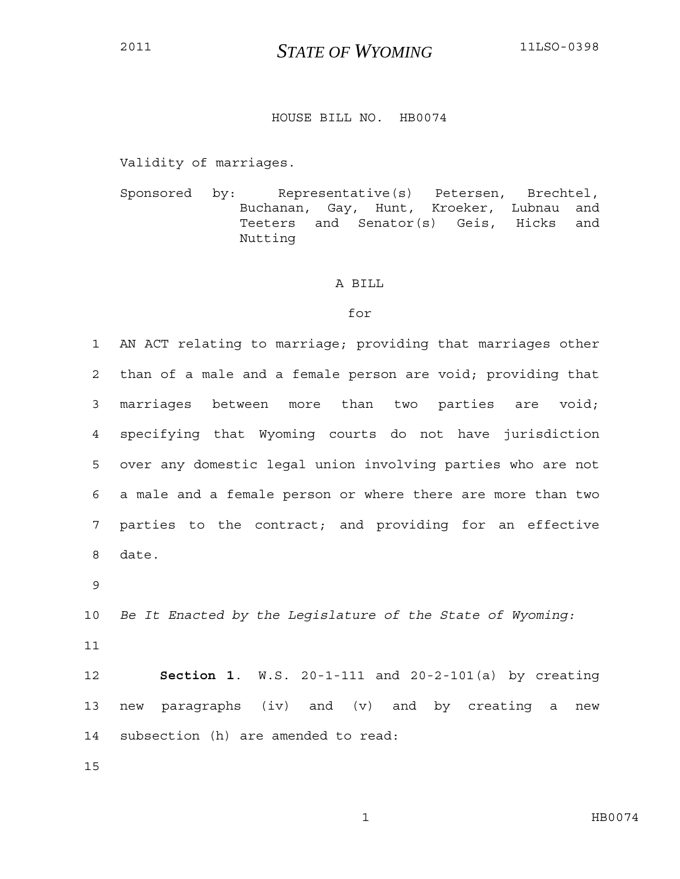2011 **STATE OF WYOMING** 11LSO-0398

HOUSE BILL NO. HB0074

Validity of marriages.

Sponsored by: Representative(s) Petersen, Brechtel, Buchanan, Gay, Hunt, Kroeker, Lubnau and Teeters and Senator(s) Geis, Hicks and Nutting

A BILL

for

AN ACT relating to marriage; providing that marriages other than of a male and a female person are void; providing that marriages between more than two parties are void; specifying that Wyoming courts do not have jurisdiction over any domestic legal union involving parties who are not a male and a female person or where there are more than two parties to the contract; and providing for an effective date.

*Be It Enacted by the Legislature of the State of Wyoming:*

**Section 1**. W.S. 20-1-111 and 20-2-101(a) by creating new paragraphs (iv) and (v) and by creating a new subsection (h) are amended to read: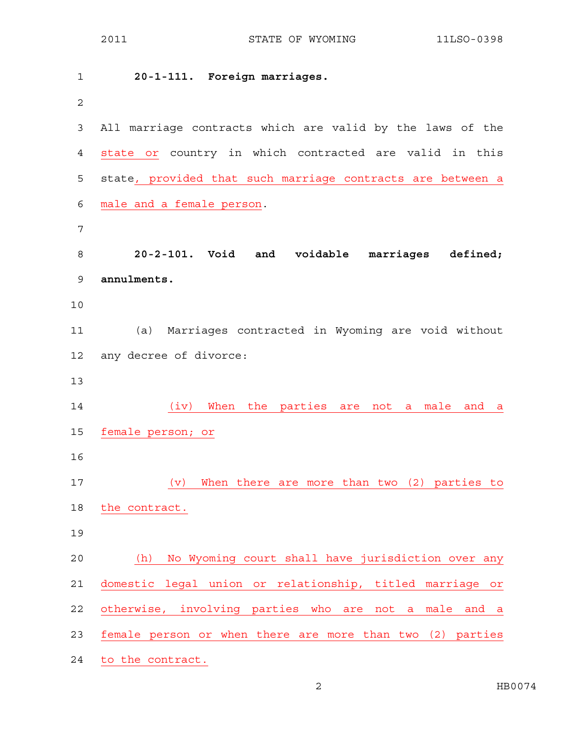**20-1-111. Foreign marriages.**

All marriage contracts which are valid by the laws of the state or country in which contracted are valid in this state, provided that such marriage contracts are between a male and a female person.

**20-2-101. Void and voidable marriages defined; annulments.**

(a) Marriages contracted in Wyoming are void without any decree of divorce:

(iv) When the parties are not a male and a female person; or

(v) When there are more than two (2) parties to the contract.

(h) No Wyoming court shall have jurisdiction over any domestic legal union or relationship, titled marriage or otherwise, involving parties who are not a male and a female person or when there are more than two (2) parties to the contract.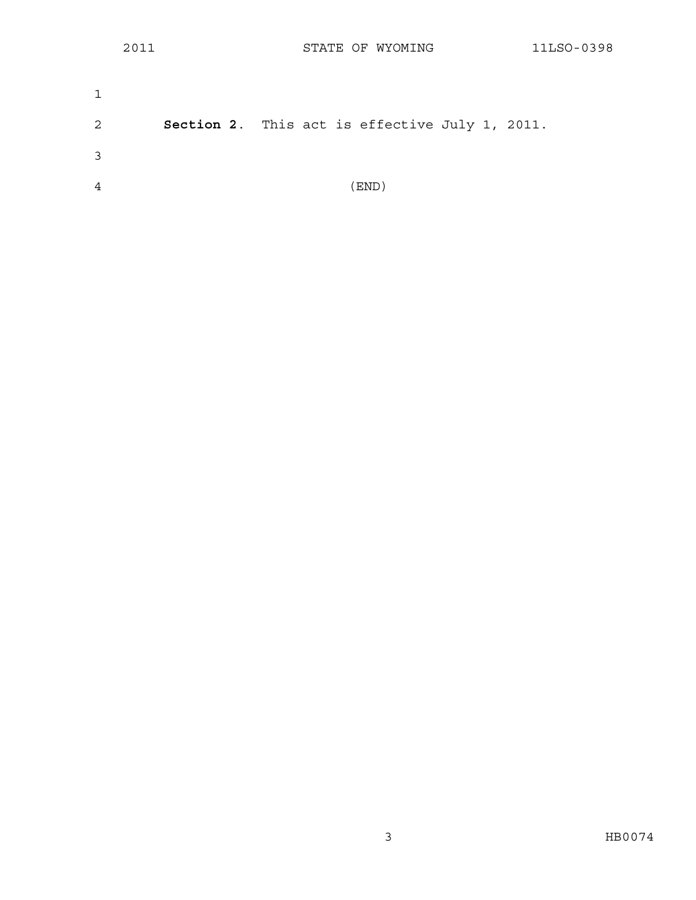**Section 2**. This act is effective July 1, 2011.

(END)